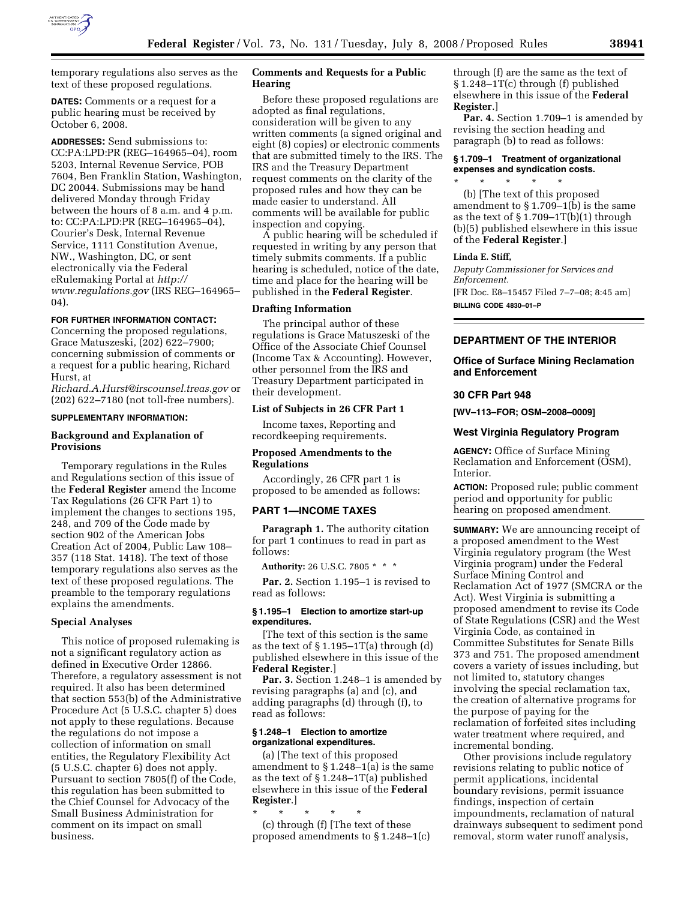temporary regulations also serves as the text of these proposed regulations.

**DATES:** Comments or a request for a public hearing must be received by October 6, 2008.

**ADDRESSES:** Send submissions to: CC:PA:LPD:PR (REG–164965–04), room 5203, Internal Revenue Service, POB 7604, Ben Franklin Station, Washington, DC 20044. Submissions may be hand delivered Monday through Friday between the hours of 8 a.m. and 4 p.m. to: CC:PA:LPD:PR (REG–164965–04), Courier's Desk, Internal Revenue Service, 1111 Constitution Avenue, NW., Washington, DC, or sent electronically via the Federal eRulemaking Portal at *http://www.regulations.gov* (IRS REG–164965–04).

**FOR FURTHER INFORMATION CONTACT:** Concerning the proposed regulations, Grace Matuszeski, (202) 622–7900; concerning submission of comments or a request for a public hearing, Richard Hurst, at *Richard.A.Hurst@irscounsel.treas.gov* or (202) 622–7180 (not toll-free numbers).

**SUPPLEMENTARY INFORMATION:**

### Background and Explanation of Provisions

Temporary regulations in the Rules and Regulations section of this issue of the **Federal Register** amend the Income Tax Regulations (26 CFR Part 1) to implement the changes to sections 195, 248, and 709 of the Code made by section 902 of the American Jobs Creation Act of 2004, Public Law 108–357 (118 Stat. 1418). The text of those temporary regulations also serves as the text of these proposed regulations. The preamble to the temporary regulations explains the amendments.

### Special Analyses

This notice of proposed rulemaking is not a significant regulatory action as defined in Executive Order 12866. Therefore, a regulatory assessment is not required. It also has been determined that section 553(b) of the Administrative Procedure Act (5 U.S.C. chapter 5) does not apply to these regulations. Because the regulations do not impose a collection of information on small entities, the Regulatory Flexibility Act (5 U.S.C. chapter 6) does not apply. Pursuant to section 7805(f) of the Code, this regulation has been submitted to the Chief Counsel for Advocacy of the Small Business Administration for comment on its impact on small business.

### Comments and Requests for a Public Hearing

Before these proposed regulations are adopted as final regulations, consideration will be given to any written comments (a signed original and eight (8) copies) or electronic comments that are submitted timely to the IRS. The IRS and the Treasury Department request comments on the clarity of the proposed rules and how they can be made easier to understand. All comments will be available for public inspection and copying.

A public hearing will be scheduled if requested in writing by any person that timely submits comments. If a public hearing is scheduled, notice of the date, time and place for the hearing will be published in the **Federal Register**.

### Drafting Information

The principal author of these regulations is Grace Matuszeski of the Office of the Associate Chief Counsel (Income Tax & Accounting). However, other personnel from the IRS and Treasury Department participated in their development.

### List of Subjects in 26 CFR Part 1

Income taxes, Reporting and recordkeeping requirements.

### Proposed Amendments to the Regulations

Accordingly, 26 CFR part 1 is proposed to be amended as follows:

## PART 1—INCOME TAXES

**Paragraph 1.** The authority citation for part 1 continues to read in part as follows:

**Authority:** 26 U.S.C. 7805 * * *

**Par. 2.** Section 1.195–1 is revised to read as follows:

#### § 1.195–1 Election to amortize start-up expenditures.

[The text of this section is the same as the text of § 1.195–1T(a) through (d) published elsewhere in this issue of the **Federal Register**.]

**Par. 3.** Section 1.248–1 is amended by revising paragraphs (a) and (c), and adding paragraphs (d) through (f), to read as follows:

#### § 1.248–1 Election to amortize organizational expenditures.

(a) [The text of this proposed amendment to § 1.248–1(a) is the same as the text of § 1.248–1T(a) published elsewhere in this issue of the **Federal Register**.]

\* \* \* \* \*

(c) through (f) [The text of these proposed amendments to § 1.248–1(c) through (f) are the same as the text of § 1.248–1T(c) through (f) published elsewhere in this issue of the **Federal Register**.]

**Par. 4.** Section 1.709–1 is amended by revising the section heading and paragraph (b) to read as follows:

#### § 1.709–1 Treatment of organizational expenses and syndication costs.

\* \* \* \* \*

(b) [The text of this proposed amendment to § 1.709–1(b) is the same as the text of § 1.709–1T(b)(1) through (b)(5) published elsewhere in this issue of the **Federal Register**.]

**Linda E. Stiff,**

*Deputy Commissioner for Services and Enforcement.*

[FR Doc. E8–15457 Filed 7–7–08; 8:45 am]

**BILLING CODE 4830–01–P**

---

## DEPARTMENT OF THE INTERIOR

### Office of Surface Mining Reclamation and Enforcement

### 30 CFR Part 948

**[WV–113–FOR; OSM–2008–0009]**

### West Virginia Regulatory Program

**AGENCY:** Office of Surface Mining Reclamation and Enforcement (OSM), Interior.

**ACTION:** Proposed rule; public comment period and opportunity for public hearing on proposed amendment.

**SUMMARY:** We are announcing receipt of a proposed amendment to the West Virginia regulatory program (the West Virginia program) under the Federal Surface Mining Control and Reclamation Act of 1977 (SMCRA or the Act). West Virginia is submitting a proposed amendment to revise its Code of State Regulations (CSR) and the West Virginia Code, as contained in Committee Substitutes for Senate Bills 373 and 751. The proposed amendment covers a variety of issues including, but not limited to, statutory changes involving the special reclamation tax, the creation of alternative programs for the purpose of paying for the reclamation of forfeited sites including water treatment where required, and incremental bonding.

Other provisions include regulatory revisions relating to public notice of permit applications, incidental boundary revisions, permit issuance findings, inspection of certain impoundments, reclamation of natural drainways subsequent to sediment pond removal, storm water runoff analysis,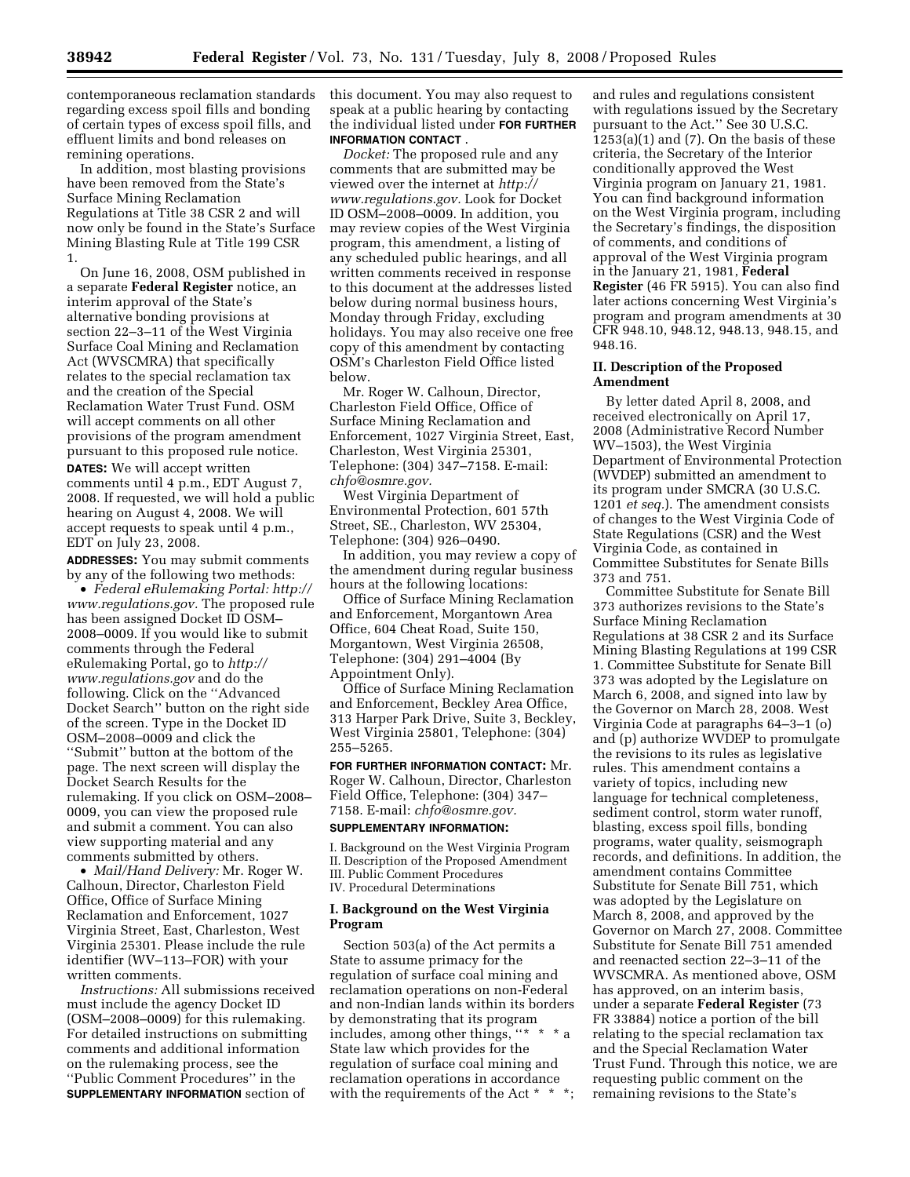contemporaneous reclamation standards regarding excess spoil fills and bonding of certain types of excess spoil fills, and effluent limits and bond releases on remining operations.

In addition, most blasting provisions have been removed from the State's Surface Mining Reclamation Regulations at Title 38 CSR 2 and will now only be found in the State's Surface Mining Blasting Rule at Title 199 CSR 1.

On June 16, 2008, OSM published in a separate **Federal Register** notice, an interim approval of the State's alternative bonding provisions at section 22–3–11 of the West Virginia Surface Coal Mining and Reclamation Act (WVSCMRA) that specifically relates to the special reclamation tax and the creation of the Special Reclamation Water Trust Fund. OSM will accept comments on all other provisions of the program amendment pursuant to this proposed rule notice.

**DATES:** We will accept written comments until 4 p.m., EDT August 7, 2008. If requested, we will hold a public hearing on August 4, 2008. We will accept requests to speak until 4 p.m., EDT on July 23, 2008.

**ADDRESSES:** You may submit comments by any of the following two methods:

- *Federal eRulemaking Portal: http://www.regulations.gov.* The proposed rule has been assigned Docket ID OSM–2008–0009. If you would like to submit comments through the Federal eRulemaking Portal, go to *http://www.regulations.gov* and do the following. Click on the ''Advanced Docket Search'' button on the right side of the screen. Type in the Docket ID OSM–2008–0009 and click the ''Submit'' button at the bottom of the page. The next screen will display the Docket Search Results for the rulemaking. If you click on OSM–2008–0009, you can view the proposed rule and submit a comment. You can also view supporting material and any comments submitted by others.
- *Mail/Hand Delivery:* Mr. Roger W. Calhoun, Director, Charleston Field Office, Office of Surface Mining Reclamation and Enforcement, 1027 Virginia Street, East, Charleston, West Virginia 25301. Please include the rule identifier (WV–113–FOR) with your written comments.

*Instructions:* All submissions received must include the agency Docket ID (OSM–2008–0009) for this rulemaking. For detailed instructions on submitting comments and additional information on the rulemaking process, see the ''Public Comment Procedures'' in the **SUPPLEMENTARY INFORMATION** section of this document. You may also request to speak at a public hearing by contacting the individual listed under **FOR FURTHER INFORMATION CONTACT**.

*Docket:* The proposed rule and any comments that are submitted may be viewed over the internet at *http://www.regulations.gov.* Look for Docket ID OSM–2008–0009. In addition, you may review copies of the West Virginia program, this amendment, a listing of any scheduled public hearings, and all written comments received in response to this document at the addresses listed below during normal business hours, Monday through Friday, excluding holidays. You may also receive one free copy of this amendment by contacting OSM's Charleston Field Office listed below.

Mr. Roger W. Calhoun, Director, Charleston Field Office, Office of Surface Mining Reclamation and Enforcement, 1027 Virginia Street, East, Charleston, West Virginia 25301, Telephone: (304) 347–7158. E-mail: *chfo@osmre.gov.*

West Virginia Department of Environmental Protection, 601 57th Street, SE., Charleston, WV 25304, Telephone: (304) 926–0490.

In addition, you may review a copy of the amendment during regular business hours at the following locations:

Office of Surface Mining Reclamation and Enforcement, Morgantown Area Office, 604 Cheat Road, Suite 150, Morgantown, West Virginia 26508, Telephone: (304) 291–4004 (By Appointment Only).

Office of Surface Mining Reclamation and Enforcement, Beckley Area Office, 313 Harper Park Drive, Suite 3, Beckley, West Virginia 25801, Telephone: (304) 255–5265.

**FOR FURTHER INFORMATION CONTACT:** Mr. Roger W. Calhoun, Director, Charleston Field Office, Telephone: (304) 347–7158. E-mail: *chfo@osmre.gov.*

**SUPPLEMENTARY INFORMATION:**

I. Background on the West Virginia Program
II. Description of the Proposed Amendment
III. Public Comment Procedures
IV. Procedural Determinations

## I. Background on the West Virginia Program

Section 503(a) of the Act permits a State to assume primacy for the regulation of surface coal mining and reclamation operations on non-Federal and non-Indian lands within its borders by demonstrating that its program includes, among other things, ''* * * a State law which provides for the regulation of surface coal mining and reclamation operations in accordance with the requirements of the Act * * *; and rules and regulations consistent with regulations issued by the Secretary pursuant to the Act.'' See 30 U.S.C. 1253(a)(1) and (7). On the basis of these criteria, the Secretary of the Interior conditionally approved the West Virginia program on January 21, 1981. You can find background information on the West Virginia program, including the Secretary's findings, the disposition of comments, and conditions of approval of the West Virginia program in the January 21, 1981, **Federal Register** (46 FR 5915). You can also find later actions concerning West Virginia's program and program amendments at 30 CFR 948.10, 948.12, 948.13, 948.15, and 948.16.

## II. Description of the Proposed Amendment

By letter dated April 8, 2008, and received electronically on April 17, 2008 (Administrative Record Number WV–1503), the West Virginia Department of Environmental Protection (WVDEP) submitted an amendment to its program under SMCRA (30 U.S.C. 1201 *et seq.*). The amendment consists of changes to the West Virginia Code of State Regulations (CSR) and the West Virginia Code, as contained in Committee Substitutes for Senate Bills 373 and 751.

Committee Substitute for Senate Bill 373 authorizes revisions to the State's Surface Mining Reclamation Regulations at 38 CSR 2 and its Surface Mining Blasting Regulations at 199 CSR 1. Committee Substitute for Senate Bill 373 was adopted by the Legislature on March 6, 2008, and signed into law by the Governor on March 28, 2008. West Virginia Code at paragraphs 64–3–1 (o) and (p) authorize WVDEP to promulgate the revisions to its rules as legislative rules. This amendment contains a variety of topics, including new language for technical completeness, sediment control, storm water runoff, blasting, excess spoil fills, bonding programs, water quality, seismograph records, and definitions. In addition, the amendment contains Committee Substitute for Senate Bill 751, which was adopted by the Legislature on March 8, 2008, and approved by the Governor on March 27, 2008. Committee Substitute for Senate Bill 751 amended and reenacted section 22–3–11 of the WVSCMRA. As mentioned above, OSM has approved, on an interim basis, under a separate **Federal Register** (73 FR 33884) notice a portion of the bill relating to the special reclamation tax and the Special Reclamation Water Trust Fund. Through this notice, we are requesting public comment on the remaining revisions to the State's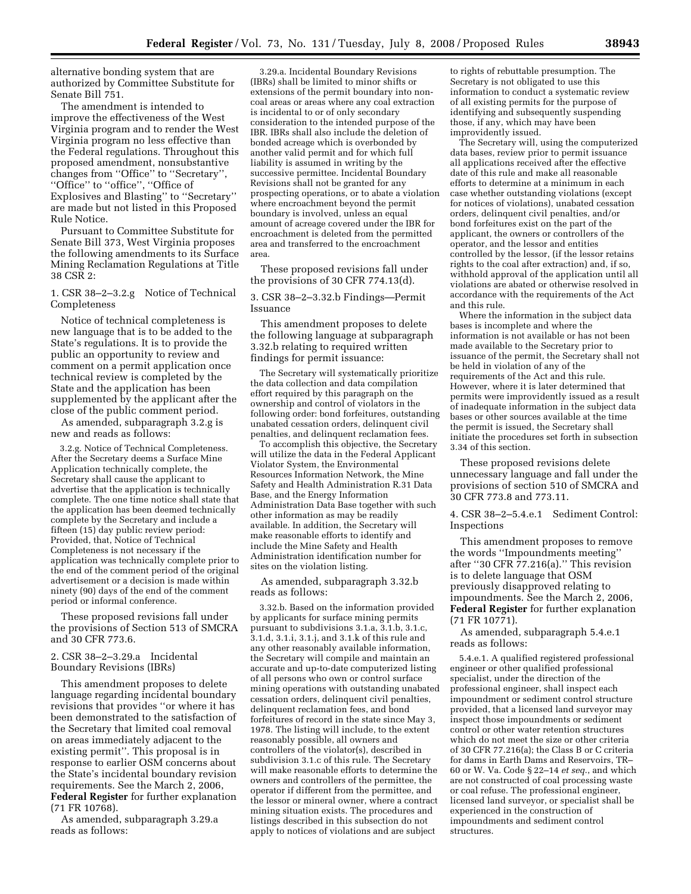alternative bonding system that are authorized by Committee Substitute for Senate Bill 751.

The amendment is intended to improve the effectiveness of the West Virginia program and to render the West Virginia program no less effective than the Federal regulations. Throughout this proposed amendment, nonsubstantive changes from ''Office'' to ''Secretary'', ''Office'' to ''office'', ''Office of Explosives and Blasting'' to ''Secretary'' are made but not listed in this Proposed Rule Notice.

Pursuant to Committee Substitute for Senate Bill 373, West Virginia proposes the following amendments to its Surface Mining Reclamation Regulations at Title 38 CSR 2:

1. CSR 38–2–3.2.g Notice of Technical Completeness

Notice of technical completeness is new language that is to be added to the State's regulations. It is to provide the public an opportunity to review and comment on a permit application once technical review is completed by the State and the application has been supplemented by the applicant after the close of the public comment period.

As amended, subparagraph 3.2.g is new and reads as follows:

> 3.2.g. Notice of Technical Completeness. After the Secretary deems a Surface Mine Application technically complete, the Secretary shall cause the applicant to advertise that the application is technically complete. The one time notice shall state that the application has been deemed technically complete by the Secretary and include a fifteen (15) day public review period: Provided, that, Notice of Technical Completeness is not necessary if the application was technically complete prior to the end of the comment period of the original advertisement or a decision is made within ninety (90) days of the end of the comment period or informal conference.

These proposed revisions fall under the provisions of Section 513 of SMCRA and 30 CFR 773.6.

2. CSR 38–2–3.29.a Incidental Boundary Revisions (IBRs)

This amendment proposes to delete language regarding incidental boundary revisions that provides ''or where it has been demonstrated to the satisfaction of the Secretary that limited coal removal on areas immediately adjacent to the existing permit''. This proposal is in response to earlier OSM concerns about the State's incidental boundary revision requirements. See the March 2, 2006, **Federal Register** for further explanation (71 FR 10768).

As amended, subparagraph 3.29.a reads as follows:

> 3.29.a. Incidental Boundary Revisions (IBRs) shall be limited to minor shifts or extensions of the permit boundary into non-coal areas or areas where any coal extraction is incidental to or of only secondary consideration to the intended purpose of the IBR. IBRs shall also include the deletion of bonded acreage which is overbonded by another valid permit and for which full liability is assumed in writing by the successive permittee. Incidental Boundary Revisions shall not be granted for any prospecting operations, or to abate a violation where encroachment beyond the permit boundary is involved, unless an equal amount of acreage covered under the IBR for encroachment is deleted from the permitted area and transferred to the encroachment area.

These proposed revisions fall under the provisions of 30 CFR 774.13(d).

3. CSR 38–2–3.32.b Findings—Permit Issuance

This amendment proposes to delete the following language at subparagraph 3.32.b relating to required written findings for permit issuance:

> The Secretary will systematically prioritize the data collection and data compilation effort required by this paragraph on the ownership and control of violators in the following order: bond forfeitures, outstanding unabated cessation orders, delinquent civil penalties, and delinquent reclamation fees.
>
> To accomplish this objective, the Secretary will utilize the data in the Federal Applicant Violator System, the Environmental Resources Information Network, the Mine Safety and Health Administration R.31 Data Base, and the Energy Information Administration Data Base together with such other information as may be readily available. In addition, the Secretary will make reasonable efforts to identify and include the Mine Safety and Health Administration identification number for sites on the violation listing.

As amended, subparagraph 3.32.b reads as follows:

> 3.32.b. Based on the information provided by applicants for surface mining permits pursuant to subdivisions 3.1.a, 3.1.b, 3.1.c, 3.1.d, 3.1.i, 3.1.j, and 3.1.k of this rule and any other reasonably available information, the Secretary will compile and maintain an accurate and up-to-date computerized listing of all persons who own or control surface mining operations with outstanding unabated cessation orders, delinquent civil penalties, delinquent reclamation fees, and bond forfeitures of record in the state since May 3, 1978. The listing will include, to the extent reasonably possible, all owners and controllers of the violator(s), described in subdivision 3.1.c of this rule. The Secretary will make reasonable efforts to determine the owners and controllers of the permittee, the operator if different from the permittee, and the lessor or mineral owner, where a contract mining situation exists. The procedures and listings described in this subsection do not apply to notices of violations and are subject to rights of rebuttable presumption. The Secretary is not obligated to use this information to conduct a systematic review of all existing permits for the purpose of identifying and subsequently suspending those, if any, which may have been improvidently issued.
>
> The Secretary will, using the computerized data bases, review prior to permit issuance all applications received after the effective date of this rule and make all reasonable efforts to determine at a minimum in each case whether outstanding violations (except for notices of violations), unabated cessation orders, delinquent civil penalties, and/or bond forfeitures exist on the part of the applicant, the owners or controllers of the operator, and the lessor and entities controlled by the lessor, (if the lessor retains rights to the coal after extraction) and, if so, withhold approval of the application until all violations are abated or otherwise resolved in accordance with the requirements of the Act and this rule.
>
> Where the information in the subject data bases is incomplete and where the information is not available or has not been made available to the Secretary prior to issuance of the permit, the Secretary shall not be held in violation of any of the requirements of the Act and this rule. However, where it is later determined that permits were improvidently issued as a result of inadequate information in the subject data bases or other sources available at the time the permit is issued, the Secretary shall initiate the procedures set forth in subsection 3.34 of this section.

These proposed revisions delete unnecessary language and fall under the provisions of section 510 of SMCRA and 30 CFR 773.8 and 773.11.

4. CSR 38–2–5.4.e.1 Sediment Control: Inspections

This amendment proposes to remove the words ''Impoundments meeting'' after ''30 CFR 77.216(a).'' This revision is to delete language that OSM previously disapproved relating to impoundments. See the March 2, 2006, **Federal Register** for further explanation (71 FR 10771).

As amended, subparagraph 5.4.e.1 reads as follows:

> 5.4.e.1. A qualified registered professional engineer or other qualified professional specialist, under the direction of the professional engineer, shall inspect each impoundment or sediment control structure provided, that a licensed land surveyor may inspect those impoundments or sediment control or other water retention structures which do not meet the size or other criteria of 30 CFR 77.216(a); the Class B or C criteria for dams in Earth Dams and Reservoirs, TR–60 or W. Va. Code § 22–14 *et seq.*, and which are not constructed of coal processing waste or coal refuse. The professional engineer, licensed land surveyor, or specialist shall be experienced in the construction of impoundments and sediment control structures.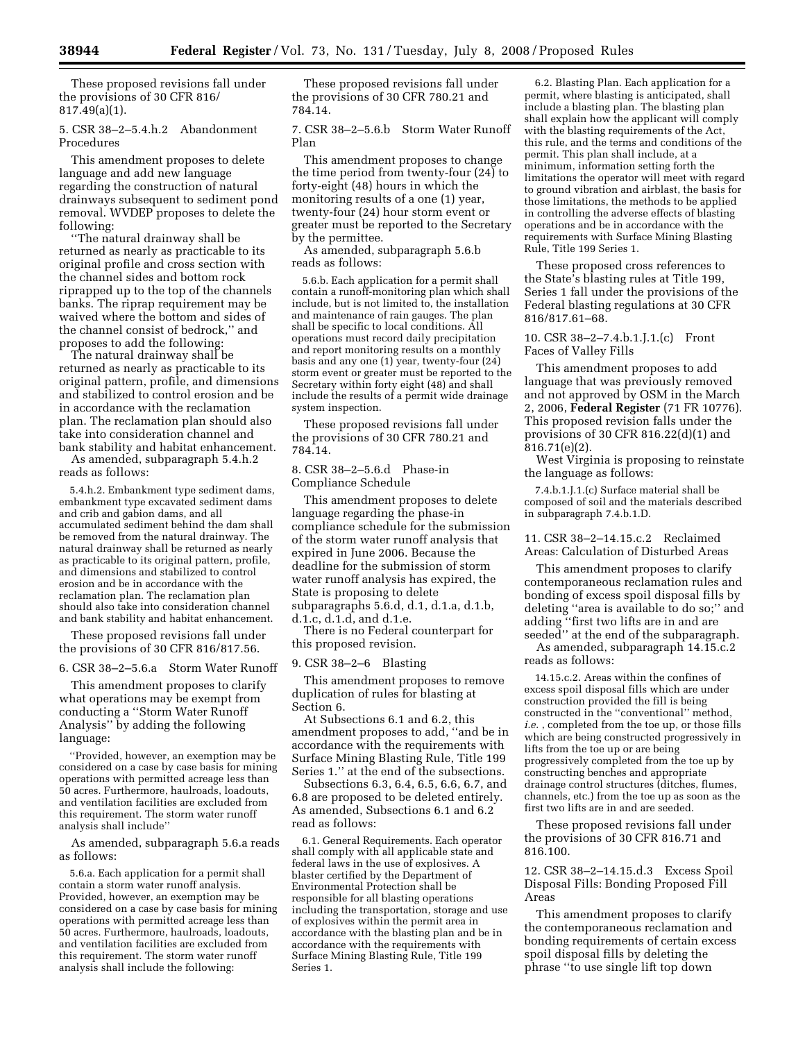These proposed revisions fall under the provisions of 30 CFR 816/817.49(a)(1).

5. CSR 38–2–5.4.h.2 Abandonment Procedures

This amendment proposes to delete language and add new language regarding the construction of natural drainways subsequent to sediment pond removal. WVDEP proposes to delete the following:

''The natural drainway shall be returned as nearly as practicable to its original profile and cross section with the channel sides and bottom rock riprapped up to the top of the channels banks. The riprap requirement may be waived where the bottom and sides of the channel consist of bedrock,'' and proposes to add the following:

The natural drainway shall be returned as nearly as practicable to its original pattern, profile, and dimensions and stabilized to control erosion and be in accordance with the reclamation plan. The reclamation plan should also take into consideration channel and bank stability and habitat enhancement.

As amended, subparagraph 5.4.h.2 reads as follows:

5.4.h.2. Embankment type sediment dams, embankment type excavated sediment dams and crib and gabion dams, and all accumulated sediment behind the dam shall be removed from the natural drainway. The natural drainway shall be returned as nearly as practicable to its original pattern, profile, and dimensions and stabilized to control erosion and be in accordance with the reclamation plan. The reclamation plan should also take into consideration channel and bank stability and habitat enhancement.

These proposed revisions fall under the provisions of 30 CFR 816/817.56.

6. CSR 38–2–5.6.a Storm Water Runoff

This amendment proposes to clarify what operations may be exempt from conducting a ''Storm Water Runoff Analysis'' by adding the following language:

''Provided, however, an exemption may be considered on a case by case basis for mining operations with permitted acreage less than 50 acres. Furthermore, haulroads, loadouts, and ventilation facilities are excluded from this requirement. The storm water runoff analysis shall include''

As amended, subparagraph 5.6.a reads as follows:

5.6.a. Each application for a permit shall contain a storm water runoff analysis. Provided, however, an exemption may be considered on a case by case basis for mining operations with permitted acreage less than 50 acres. Furthermore, haulroads, loadouts, and ventilation facilities are excluded from this requirement. The storm water runoff analysis shall include the following:

These proposed revisions fall under the provisions of 30 CFR 780.21 and 784.14.

7. CSR 38–2–5.6.b Storm Water Runoff Plan

This amendment proposes to change the time period from twenty-four (24) to forty-eight (48) hours in which the monitoring results of a one (1) year, twenty-four (24) hour storm event or greater must be reported to the Secretary by the permittee.

As amended, subparagraph 5.6.b reads as follows:

5.6.b. Each application for a permit shall contain a runoff-monitoring plan which shall include, but is not limited to, the installation and maintenance of rain gauges. The plan shall be specific to local conditions. All operations must record daily precipitation and report monitoring results on a monthly basis and any one (1) year, twenty-four (24) storm event or greater must be reported to the Secretary within forty eight (48) and shall include the results of a permit wide drainage system inspection.

These proposed revisions fall under the provisions of 30 CFR 780.21 and 784.14.

8. CSR 38–2–5.6.d Phase-in Compliance Schedule

This amendment proposes to delete language regarding the phase-in compliance schedule for the submission of the storm water runoff analysis that expired in June 2006. Because the deadline for the submission of storm water runoff analysis has expired, the State is proposing to delete subparagraphs 5.6.d, d.1, d.1.a, d.1.b, d.1.c, d.1.d, and d.1.e.

There is no Federal counterpart for this proposed revision.

9. CSR 38–2–6 Blasting

This amendment proposes to remove duplication of rules for blasting at Section 6.

At Subsections 6.1 and 6.2, this amendment proposes to add, ''and be in accordance with the requirements with Surface Mining Blasting Rule, Title 199 Series 1.'' at the end of the subsections.

Subsections 6.3, 6.4, 6.5, 6.6, 6.7, and 6.8 are proposed to be deleted entirely. As amended, Subsections 6.1 and 6.2 read as follows:

6.1. General Requirements. Each operator shall comply with all applicable state and federal laws in the use of explosives. A blaster certified by the Department of Environmental Protection shall be responsible for all blasting operations including the transportation, storage and use of explosives within the permit area in accordance with the blasting plan and be in accordance with the requirements with Surface Mining Blasting Rule, Title 199 Series 1.

6.2. Blasting Plan. Each application for a permit, where blasting is anticipated, shall include a blasting plan. The blasting plan shall explain how the applicant will comply with the blasting requirements of the Act, this rule, and the terms and conditions of the permit. This plan shall include, at a minimum, information setting forth the limitations the operator will meet with regard to ground vibration and airblast, the basis for those limitations, the methods to be applied in controlling the adverse effects of blasting operations and be in accordance with the requirements with Surface Mining Blasting Rule, Title 199 Series 1.

These proposed cross references to the State's blasting rules at Title 199, Series 1 fall under the provisions of the Federal blasting regulations at 30 CFR 816/817.61–68.

10. CSR 38–2–7.4.b.1.J.1.(c) Front Faces of Valley Fills

This amendment proposes to add language that was previously removed and not approved by OSM in the March 2, 2006, **Federal Register** (71 FR 10776). This proposed revision falls under the provisions of 30 CFR 816.22(d)(1) and 816.71(e)(2).

West Virginia is proposing to reinstate the language as follows:

7.4.b.1.J.1.(c) Surface material shall be composed of soil and the materials described in subparagraph 7.4.b.1.D.

11. CSR 38–2–14.15.c.2 Reclaimed Areas: Calculation of Disturbed Areas

This amendment proposes to clarify contemporaneous reclamation rules and bonding of excess spoil disposal fills by deleting ''area is available to do so;'' and adding ''first two lifts are in and are seeded'' at the end of the subparagraph.

As amended, subparagraph 14.15.c.2 reads as follows:

14.15.c.2. Areas within the confines of excess spoil disposal fills which are under construction provided the fill is being constructed in the ''conventional'' method, *i.e.*, completed from the toe up, or those fills which are being constructed progressively in lifts from the toe up or are being progressively completed from the toe up by constructing benches and appropriate drainage control structures (ditches, flumes, channels, etc.) from the toe up as soon as the first two lifts are in and are seeded.

These proposed revisions fall under the provisions of 30 CFR 816.71 and 816.100.

12. CSR 38–2–14.15.d.3 Excess Spoil Disposal Fills: Bonding Proposed Fill Areas

This amendment proposes to clarify the contemporaneous reclamation and bonding requirements of certain excess spoil disposal fills by deleting the phrase ''to use single lift top down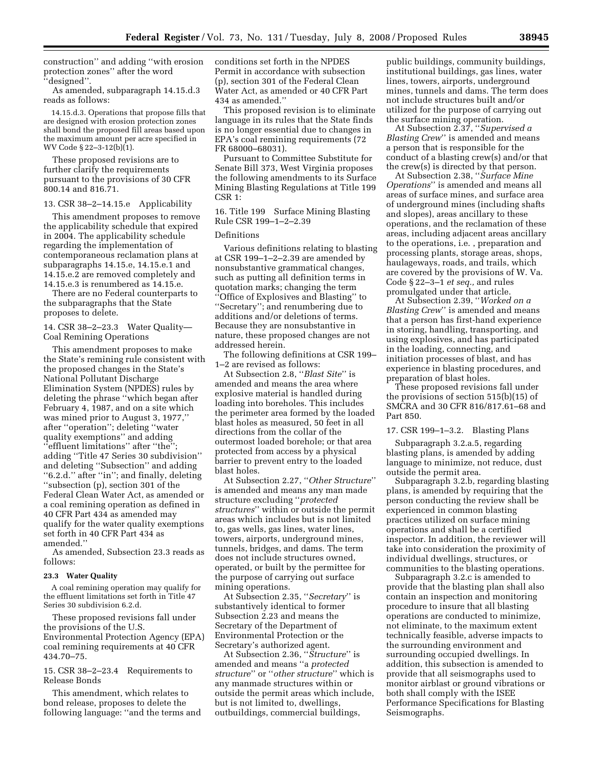construction'' and adding ''with erosion protection zones'' after the word ''designed''.

As amended, subparagraph 14.15.d.3 reads as follows:

> 14.15.d.3. Operations that propose fills that are designed with erosion protection zones shall bond the proposed fill areas based upon the maximum amount per acre specified in WV Code § 22–3-12(b)(1).

These proposed revisions are to further clarify the requirements pursuant to the provisions of 30 CFR 800.14 and 816.71.

### 13. CSR 38–2–14.15.e Applicability

This amendment proposes to remove the applicability schedule that expired in 2004. The applicability schedule regarding the implementation of contemporaneous reclamation plans at subparagraphs 14.15.e, 14.15.e.1 and 14.15.e.2 are removed completely and 14.15.e.3 is renumbered as 14.15.e.

There are no Federal counterparts to the subparagraphs that the State proposes to delete.

### 14. CSR 38–2–23.3 Water Quality—Coal Remining Operations

This amendment proposes to make the State's remining rule consistent with the proposed changes in the State's National Pollutant Discharge Elimination System (NPDES) rules by deleting the phrase ''which began after February 4, 1987, and on a site which was mined prior to August 3, 1977,'' after ''operation''; deleting ''water quality exemptions'' and adding ''effluent limitations'' after ''the''; adding ''Title 47 Series 30 subdivision'' and deleting ''Subsection'' and adding ''6.2.d.'' after ''in''; and finally, deleting ''subsection (p), section 301 of the Federal Clean Water Act, as amended or a coal remining operation as defined in 40 CFR Part 434 as amended may qualify for the water quality exemptions set forth in 40 CFR Part 434 as amended.''

As amended, Subsection 23.3 reads as follows:

> **23.3 Water Quality**
>
> A coal remining operation may qualify for the effluent limitations set forth in Title 47 Series 30 subdivision 6.2.d.

These proposed revisions fall under the provisions of the U.S. Environmental Protection Agency (EPA) coal remining requirements at 40 CFR 434.70–75.

### 15. CSR 38–2–23.4 Requirements to Release Bonds

This amendment, which relates to bond release, proposes to delete the following language: ''and the terms and conditions set forth in the NPDES Permit in accordance with subsection (p), section 301 of the Federal Clean Water Act, as amended or 40 CFR Part 434 as amended.''

This proposed revision is to eliminate language in its rules that the State finds is no longer essential due to changes in EPA's coal remining requirements (72 FR 68000–68031).

Pursuant to Committee Substitute for Senate Bill 373, West Virginia proposes the following amendments to its Surface Mining Blasting Regulations at Title 199 CSR 1:

### 16. Title 199 Surface Mining Blasting Rule CSR 199–1–2–2.39

Definitions

Various definitions relating to blasting at CSR 199–1–2–2.39 are amended by nonsubstantive grammatical changes, such as putting all definition terms in quotation marks; changing the term ''Office of Explosives and Blasting'' to ''Secretary''; and renumbering due to additions and/or deletions of terms. Because they are nonsubstantive in nature, these proposed changes are not addressed herein.

The following definitions at CSR 199–1–2 are revised as follows:

At Subsection 2.8, ''*Blast Site*'' is amended and means the area where explosive material is handled during loading into boreholes. This includes the perimeter area formed by the loaded blast holes as measured, 50 feet in all directions from the collar of the outermost loaded borehole; or that area protected from access by a physical barrier to prevent entry to the loaded blast holes.

At Subsection 2.27, ''*Other Structure*'' is amended and means any man made structure excluding ''*protected structures*'' within or outside the permit areas which includes but is not limited to, gas wells, gas lines, water lines, towers, airports, underground mines, tunnels, bridges, and dams. The term does not include structures owned, operated, or built by the permittee for the purpose of carrying out surface mining operations.

At Subsection 2.35, ''*Secretary*'' is substantively identical to former Subsection 2.23 and means the Secretary of the Department of Environmental Protection or the Secretary's authorized agent.

At Subsection 2.36, ''*Structure*'' is amended and means ''a *protected structure*'' or ''*other structure*'' which is any manmade structures within or outside the permit areas which include, but is not limited to, dwellings, outbuildings, commercial buildings, public buildings, community buildings, institutional buildings, gas lines, water lines, towers, airports, underground mines, tunnels and dams. The term does not include structures built and/or utilized for the purpose of carrying out the surface mining operation.

At Subsection 2.37, ''*Supervised a Blasting Crew*'' is amended and means a person that is responsible for the conduct of a blasting crew(s) and/or that the crew(s) is directed by that person.

At Subsection 2.38, ''*Surface Mine Operations*'' is amended and means all areas of surface mines, and surface area of underground mines (including shafts and slopes), areas ancillary to these operations, and the reclamation of these areas, including adjacent areas ancillary to the operations, i.e. , preparation and processing plants, storage areas, shops, haulageways, roads, and trails, which are covered by the provisions of W. Va. Code § 22–3–1 *et seq.,* and rules promulgated under that article.

At Subsection 2.39, ''*Worked on a Blasting Crew*'' is amended and means that a person has first-hand experience in storing, handling, transporting, and using explosives, and has participated in the loading, connecting, and initiation processes of blast, and has experience in blasting procedures, and preparation of blast holes.

These proposed revisions fall under the provisions of section 515(b)(15) of SMCRA and 30 CFR 816/817.61–68 and Part 850.

### 17. CSR 199–1–3.2. Blasting Plans

Subparagraph 3.2.a.5, regarding blasting plans, is amended by adding language to minimize, not reduce, dust outside the permit area.

Subparagraph 3.2.b, regarding blasting plans, is amended by requiring that the person conducting the review shall be experienced in common blasting practices utilized on surface mining operations and shall be a certified inspector. In addition, the reviewer will take into consideration the proximity of individual dwellings, structures, or communities to the blasting operations.

Subparagraph 3.2.c is amended to provide that the blasting plan shall also contain an inspection and monitoring procedure to insure that all blasting operations are conducted to minimize, not eliminate, to the maximum extent technically feasible, adverse impacts to the surrounding environment and surrounding occupied dwellings. In addition, this subsection is amended to provide that all seismographs used to monitor airblast or ground vibrations or both shall comply with the ISEE Performance Specifications for Blasting Seismographs.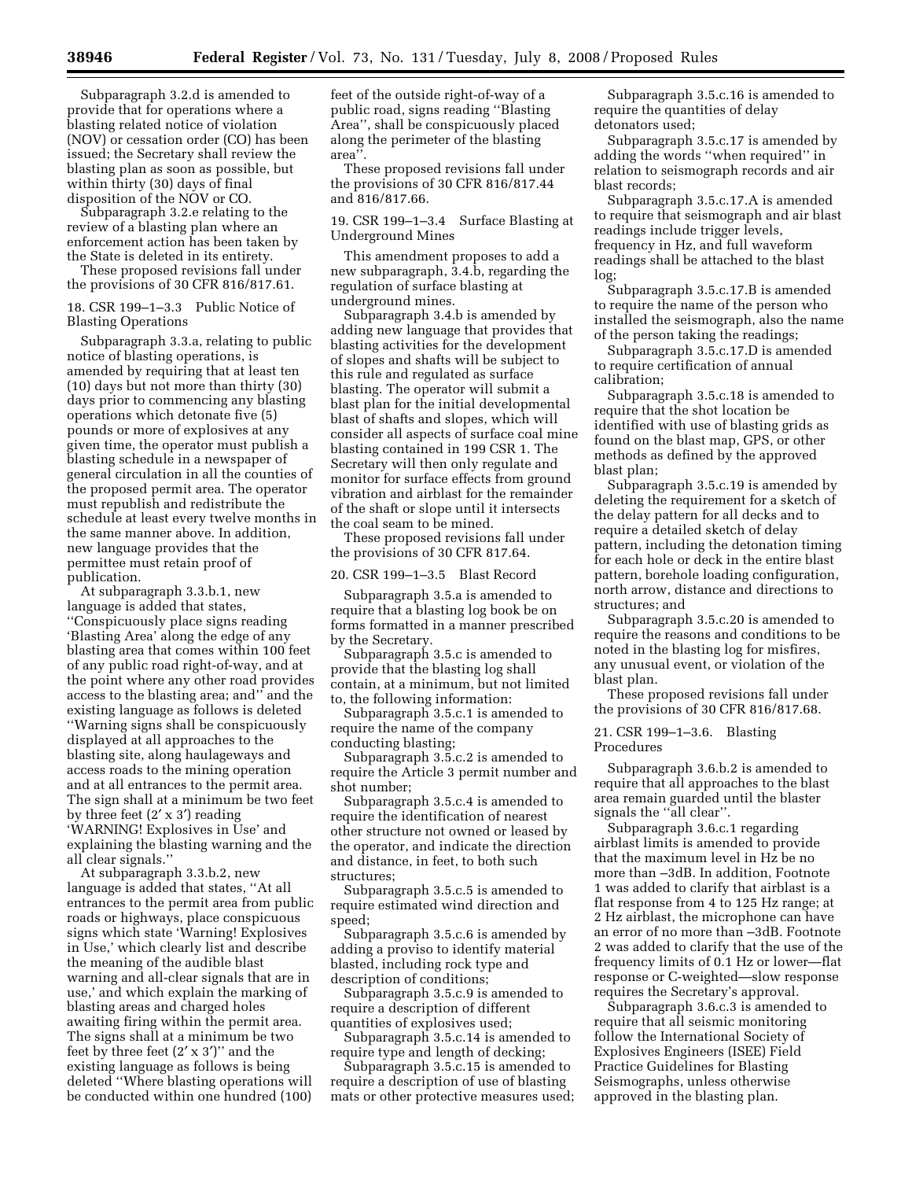Subparagraph 3.2.d is amended to provide that for operations where a blasting related notice of violation (NOV) or cessation order (CO) has been issued; the Secretary shall review the blasting plan as soon as possible, but within thirty (30) days of final disposition of the NOV or CO.

Subparagraph 3.2.e relating to the review of a blasting plan where an enforcement action has been taken by the State is deleted in its entirety.

These proposed revisions fall under the provisions of 30 CFR 816/817.61.

18. CSR 199–1–3.3 Public Notice of Blasting Operations

Subparagraph 3.3.a, relating to public notice of blasting operations, is amended by requiring that at least ten (10) days but not more than thirty (30) days prior to commencing any blasting operations which detonate five (5) pounds or more of explosives at any given time, the operator must publish a blasting schedule in a newspaper of general circulation in all the counties of the proposed permit area. The operator must republish and redistribute the schedule at least every twelve months in the same manner above. In addition, new language provides that the permittee must retain proof of publication.

At subparagraph 3.3.b.1, new language is added that states, ''Conspicuously place signs reading 'Blasting Area' along the edge of any blasting area that comes within 100 feet of any public road right-of-way, and at the point where any other road provides access to the blasting area; and'' and the existing language as follows is deleted ''Warning signs shall be conspicuously displayed at all approaches to the blasting site, along haulageways and access roads to the mining operation and at all entrances to the permit area. The sign shall at a minimum be two feet by three feet (2′ x 3′) reading 'WARNING! Explosives in Use' and explaining the blasting warning and the all clear signals.''

At subparagraph 3.3.b.2, new language is added that states, ''At all entrances to the permit area from public roads or highways, place conspicuous signs which state 'Warning! Explosives in Use,' which clearly list and describe the meaning of the audible blast warning and all-clear signals that are in use,' and which explain the marking of blasting areas and charged holes awaiting firing within the permit area. The signs shall at a minimum be two feet by three feet (2′ x 3′)'' and the existing language as follows is being deleted ''Where blasting operations will be conducted within one hundred (100) feet of the outside right-of-way of a public road, signs reading ''Blasting Area'', shall be conspicuously placed along the perimeter of the blasting area''.

These proposed revisions fall under the provisions of 30 CFR 816/817.44 and 816/817.66.

19. CSR 199–1–3.4 Surface Blasting at Underground Mines

This amendment proposes to add a new subparagraph, 3.4.b, regarding the regulation of surface blasting at underground mines.

Subparagraph 3.4.b is amended by adding new language that provides that blasting activities for the development of slopes and shafts will be subject to this rule and regulated as surface blasting. The operator will submit a blast plan for the initial developmental blast of shafts and slopes, which will consider all aspects of surface coal mine blasting contained in 199 CSR 1. The Secretary will then only regulate and monitor for surface effects from ground vibration and airblast for the remainder of the shaft or slope until it intersects the coal seam to be mined.

These proposed revisions fall under the provisions of 30 CFR 817.64.

20. CSR 199–1–3.5 Blast Record

Subparagraph 3.5.a is amended to require that a blasting log book be on forms formatted in a manner prescribed by the Secretary.

Subparagraph 3.5.c is amended to provide that the blasting log shall contain, at a minimum, but not limited to, the following information:

Subparagraph 3.5.c.1 is amended to require the name of the company conducting blasting;

Subparagraph 3.5.c.2 is amended to require the Article 3 permit number and shot number;

Subparagraph 3.5.c.4 is amended to require the identification of nearest other structure not owned or leased by the operator, and indicate the direction and distance, in feet, to both such structures;

Subparagraph 3.5.c.5 is amended to require estimated wind direction and speed;

Subparagraph 3.5.c.6 is amended by adding a proviso to identify material blasted, including rock type and description of conditions;

Subparagraph 3.5.c.9 is amended to require a description of different quantities of explosives used;

Subparagraph 3.5.c.14 is amended to require type and length of decking;

Subparagraph 3.5.c.15 is amended to require a description of use of blasting mats or other protective measures used;

Subparagraph 3.5.c.16 is amended to require the quantities of delay detonators used;

Subparagraph 3.5.c.17 is amended by adding the words ''when required'' in relation to seismograph records and air blast records;

Subparagraph 3.5.c.17.A is amended to require that seismograph and air blast readings include trigger levels, frequency in Hz, and full waveform readings shall be attached to the blast log;

Subparagraph 3.5.c.17.B is amended to require the name of the person who installed the seismograph, also the name of the person taking the readings;

Subparagraph 3.5.c.17.D is amended to require certification of annual calibration;

Subparagraph 3.5.c.18 is amended to require that the shot location be identified with use of blasting grids as found on the blast map, GPS, or other methods as defined by the approved blast plan;

Subparagraph 3.5.c.19 is amended by deleting the requirement for a sketch of the delay pattern for all decks and to require a detailed sketch of delay pattern, including the detonation timing for each hole or deck in the entire blast pattern, borehole loading configuration, north arrow, distance and directions to structures; and

Subparagraph 3.5.c.20 is amended to require the reasons and conditions to be noted in the blasting log for misfires, any unusual event, or violation of the blast plan.

These proposed revisions fall under the provisions of 30 CFR 816/817.68.

21. CSR 199–1–3.6. Blasting Procedures

Subparagraph 3.6.b.2 is amended to require that all approaches to the blast area remain guarded until the blaster signals the ''all clear''.

Subparagraph 3.6.c.1 regarding airblast limits is amended to provide that the maximum level in Hz be no more than –3dB. In addition, Footnote 1 was added to clarify that airblast is a flat response from 4 to 125 Hz range; at 2 Hz airblast, the microphone can have an error of no more than –3dB. Footnote 2 was added to clarify that the use of the frequency limits of 0.1 Hz or lower—flat response or C-weighted—slow response requires the Secretary's approval.

Subparagraph 3.6.c.3 is amended to require that all seismic monitoring follow the International Society of Explosives Engineers (ISEE) Field Practice Guidelines for Blasting Seismographs, unless otherwise approved in the blasting plan.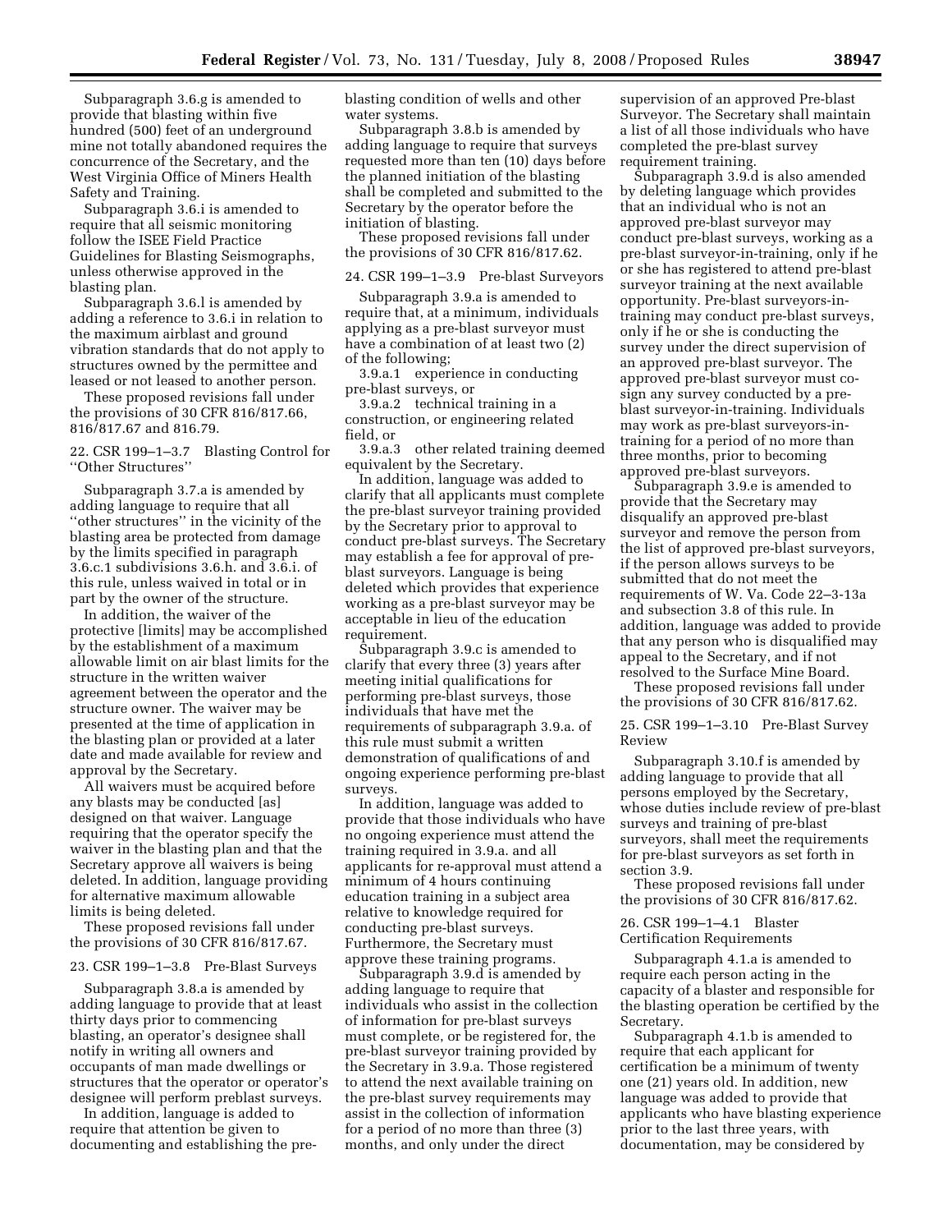Subparagraph 3.6.g is amended to provide that blasting within five hundred (500) feet of an underground mine not totally abandoned requires the concurrence of the Secretary, and the West Virginia Office of Miners Health Safety and Training.

Subparagraph 3.6.i is amended to require that all seismic monitoring follow the ISEE Field Practice Guidelines for Blasting Seismographs, unless otherwise approved in the blasting plan.

Subparagraph 3.6.l is amended by adding a reference to 3.6.i in relation to the maximum airblast and ground vibration standards that do not apply to structures owned by the permittee and leased or not leased to another person.

These proposed revisions fall under the provisions of 30 CFR 816/817.66, 816/817.67 and 816.79.

22. CSR 199–1–3.7 Blasting Control for ''Other Structures''

Subparagraph 3.7.a is amended by adding language to require that all ''other structures'' in the vicinity of the blasting area be protected from damage by the limits specified in paragraph 3.6.c.1 subdivisions 3.6.h. and 3.6.i. of this rule, unless waived in total or in part by the owner of the structure.

In addition, the waiver of the protective [limits] may be accomplished by the establishment of a maximum allowable limit on air blast limits for the structure in the written waiver agreement between the operator and the structure owner. The waiver may be presented at the time of application in the blasting plan or provided at a later date and made available for review and approval by the Secretary.

All waivers must be acquired before any blasts may be conducted [as] designed on that waiver. Language requiring that the operator specify the waiver in the blasting plan and that the Secretary approve all waivers is being deleted. In addition, language providing for alternative maximum allowable limits is being deleted.

These proposed revisions fall under the provisions of 30 CFR 816/817.67.

23. CSR 199–1–3.8 Pre-Blast Surveys

Subparagraph 3.8.a is amended by adding language to provide that at least thirty days prior to commencing blasting, an operator's designee shall notify in writing all owners and occupants of man made dwellings or structures that the operator or operator's designee will perform preblast surveys.

In addition, language is added to require that attention be given to documenting and establishing the pre-blasting condition of wells and other water systems.

Subparagraph 3.8.b is amended by adding language to require that surveys requested more than ten (10) days before the planned initiation of the blasting shall be completed and submitted to the Secretary by the operator before the initiation of blasting.

These proposed revisions fall under the provisions of 30 CFR 816/817.62.

24. CSR 199–1–3.9 Pre-blast Surveyors

Subparagraph 3.9.a is amended to require that, at a minimum, individuals applying as a pre-blast surveyor must have a combination of at least two (2) of the following;

3.9.a.1 experience in conducting pre-blast surveys, or

3.9.a.2 technical training in a construction, or engineering related field, or

3.9.a.3 other related training deemed equivalent by the Secretary.

In addition, language was added to clarify that all applicants must complete the pre-blast surveyor training provided by the Secretary prior to approval to conduct pre-blast surveys. The Secretary may establish a fee for approval of pre-blast surveyors. Language is being deleted which provides that experience working as a pre-blast surveyor may be acceptable in lieu of the education requirement.

Subparagraph 3.9.c is amended to clarify that every three (3) years after meeting initial qualifications for performing pre-blast surveys, those individuals that have met the requirements of subparagraph 3.9.a. of this rule must submit a written demonstration of qualifications of and ongoing experience performing pre-blast surveys.

In addition, language was added to provide that those individuals who have no ongoing experience must attend the training required in 3.9.a. and all applicants for re-approval must attend a minimum of 4 hours continuing education training in a subject area relative to knowledge required for conducting pre-blast surveys. Furthermore, the Secretary must approve these training programs.

Subparagraph 3.9.d is amended by adding language to require that individuals who assist in the collection of information for pre-blast surveys must complete, or be registered for, the pre-blast surveyor training provided by the Secretary in 3.9.a. Those registered to attend the next available training on the pre-blast survey requirements may assist in the collection of information for a period of no more than three (3) months, and only under the direct supervision of an approved Pre-blast Surveyor. The Secretary shall maintain a list of all those individuals who have completed the pre-blast survey requirement training.

Subparagraph 3.9.d is also amended by deleting language which provides that an individual who is not an approved pre-blast surveyor may conduct pre-blast surveys, working as a pre-blast surveyor-in-training, only if he or she has registered to attend pre-blast surveyor training at the next available opportunity. Pre-blast surveyors-in-training may conduct pre-blast surveys, only if he or she is conducting the survey under the direct supervision of an approved pre-blast surveyor. The approved pre-blast surveyor must co-sign any survey conducted by a pre-blast surveyor-in-training. Individuals may work as pre-blast surveyors-in-training for a period of no more than three months, prior to becoming approved pre-blast surveyors.

Subparagraph 3.9.e is amended to provide that the Secretary may disqualify an approved pre-blast surveyor and remove the person from the list of approved pre-blast surveyors, if the person allows surveys to be submitted that do not meet the requirements of W. Va. Code 22–3–13a and subsection 3.8 of this rule. In addition, language was added to provide that any person who is disqualified may appeal to the Secretary, and if not resolved to the Surface Mine Board.

These proposed revisions fall under the provisions of 30 CFR 816/817.62.

25. CSR 199–1–3.10 Pre-Blast Survey Review

Subparagraph 3.10.f is amended by adding language to provide that all persons employed by the Secretary, whose duties include review of pre-blast surveys and training of pre-blast surveyors, shall meet the requirements for pre-blast surveyors as set forth in section 3.9.

These proposed revisions fall under the provisions of 30 CFR 816/817.62.

26. CSR 199–1–4.1 Blaster Certification Requirements

Subparagraph 4.1.a is amended to require each person acting in the capacity of a blaster and responsible for the blasting operation be certified by the Secretary.

Subparagraph 4.1.b is amended to require that each applicant for certification be a minimum of twenty one (21) years old. In addition, new language was added to provide that applicants who have blasting experience prior to the last three years, with documentation, may be considered by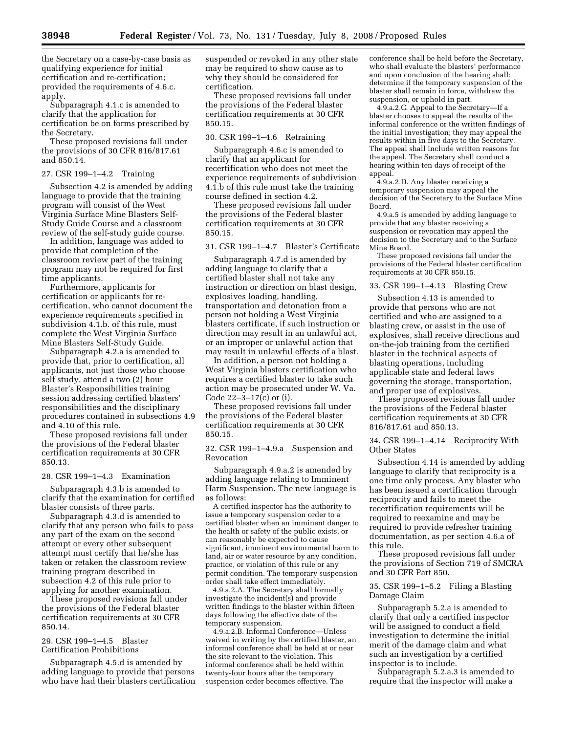the Secretary on a case-by-case basis as qualifying experience for initial certification and re-certification; provided the requirements of 4.6.c. apply.

Subparagraph 4.1.c is amended to clarify that the application for certification be on forms prescribed by the Secretary.

These proposed revisions fall under the provisions of 30 CFR 816/817.61 and 850.14.

27. CSR 199–1–4.2 Training

Subsection 4.2 is amended by adding language to provide that the training program will consist of the West Virginia Surface Mine Blasters Self-Study Guide Course and a classroom review of the self-study guide course.

In addition, language was added to provide that completion of the classroom review part of the training program may not be required for first time applicants.

Furthermore, applicants for certification or applicants for re-certification, who cannot document the experience requirements specified in subdivision 4.1.b. of this rule, must complete the West Virginia Surface Mine Blasters Self-Study Guide.

Subparagraph 4.2.a is amended to provide that, prior to certification, all applicants, not just those who choose self study, attend a two (2) hour Blaster's Responsibilities training session addressing certified blasters' responsibilities and the disciplinary procedures contained in subsections 4.9 and 4.10 of this rule.

These proposed revisions fall under the provisions of the Federal blaster certification requirements at 30 CFR 850.13.

28. CSR 199–1–4.3 Examination

Subparagraph 4.3.b is amended to clarify that the examination for certified blaster consists of three parts.

Subparagraph 4.3.d is amended to clarify that any person who fails to pass any part of the exam on the second attempt or every other subsequent attempt must certify that he/she has taken or retaken the classroom review training program described in subsection 4.2 of this rule prior to applying for another examination.

These proposed revisions fall under the provisions of the Federal blaster certification requirements at 30 CFR 850.14.

29. CSR 199–1–4.5 Blaster Certification Prohibitions

Subparagraph 4.5.d is amended by adding language to provide that persons who have had their blasters certification suspended or revoked in any other state may be required to show cause as to why they should be considered for certification.

These proposed revisions fall under the provisions of the Federal blaster certification requirements at 30 CFR 850.15.

30. CSR 199–1–4.6 Retraining

Subparagraph 4.6.c is amended to clarify that an applicant for recertification who does not meet the experience requirements of subdivision 4.1.b of this rule must take the training course defined in section 4.2.

These proposed revisions fall under the provisions of the Federal blaster certification requirements at 30 CFR 850.15.

31. CSR 199–1–4.7 Blaster's Certificate

Subparagraph 4.7.d is amended by adding language to clarify that a certified blaster shall not take any instruction or direction on blast design, explosives loading, handling, transportation and detonation from a person not holding a West Virginia blasters certificate, if such instruction or direction may result in an unlawful act, or an improper or unlawful action that may result in unlawful effects of a blast.

In addition, a person not holding a West Virginia blasters certification who requires a certified blaster to take such action may be prosecuted under W. Va. Code 22–3–17(c) or (i).

These proposed revisions fall under the provisions of the Federal blaster certification requirements at 30 CFR 850.15.

32. CSR 199–1–4.9.a Suspension and Revocation

Subparagraph 4.9.a.2 is amended by adding language relating to Imminent Harm Suspension. The new language is as follows:

A certified inspector has the authority to issue a temporary suspension order to a certified blaster when an imminent danger to the health or safety of the public exists, or can reasonably be expected to cause significant, imminent environmental harm to land, air or water resource by any condition, practice, or violation of this rule or any permit condition. The temporary suspension order shall take effect immediately.

4.9.a.2.A. The Secretary shall formally investigate the incident(s) and provide written findings to the blaster within fifteen days following the effective date of the temporary suspension.

4.9.a.2.B. Informal Conference—Unless waived in writing by the certified blaster, an informal conference shall be held at or near the site relevant to the violation. This informal conference shall be held within twenty-four hours after the temporary suspension order becomes effective. The conference shall be held before the Secretary, who shall evaluate the blasters' performance and upon conclusion of the hearing shall; determine if the temporary suspension of the blaster shall remain in force, withdraw the suspension, or uphold in part.

4.9.a.2.C. Appeal to the Secretary—If a blaster chooses to appeal the results of the informal conference or the written findings of the initial investigation; they may appeal the results within in five days to the Secretary. The appeal shall include written reasons for the appeal. The Secretary shall conduct a hearing within ten days of receipt of the appeal.

4.9.a.2.D. Any blaster receiving a temporary suspension may appeal the decision of the Secretary to the Surface Mine Board.

4.9.a.5 is amended by adding language to provide that any blaster receiving a suspension or revocation may appeal the decision to the Secretary and to the Surface Mine Board.

These proposed revisions fall under the provisions of the Federal blaster certification requirements at 30 CFR 850.15.

33. CSR 199–1–4.13 Blasting Crew

Subsection 4.13 is amended to provide that persons who are not certified and who are assigned to a blasting crew, or assist in the use of explosives, shall receive directions and on-the-job training from the certified blaster in the technical aspects of blasting operations, including applicable state and federal laws governing the storage, transportation, and proper use of explosives.

These proposed revisions fall under the provisions of the Federal blaster certification requirements at 30 CFR 816/817.61 and 850.13.

34. CSR 199–1–4.14 Reciprocity With Other States

Subsection 4.14 is amended by adding language to clarify that reciprocity is a one time only process. Any blaster who has been issued a certification through reciprocity and fails to meet the recertification requirements will be required to reexamine and may be required to provide refresher training documentation, as per section 4.6.a of this rule.

These proposed revisions fall under the provisions of Section 719 of SMCRA and 30 CFR Part 850.

35. CSR 199–1–5.2 Filing a Blasting Damage Claim

Subparagraph 5.2.a is amended to clarify that only a certified inspector will be assigned to conduct a field investigation to determine the initial merit of the damage claim and what such an investigation by a certified inspector is to include.

Subparagraph 5.2.a.3 is amended to require that the inspector will make a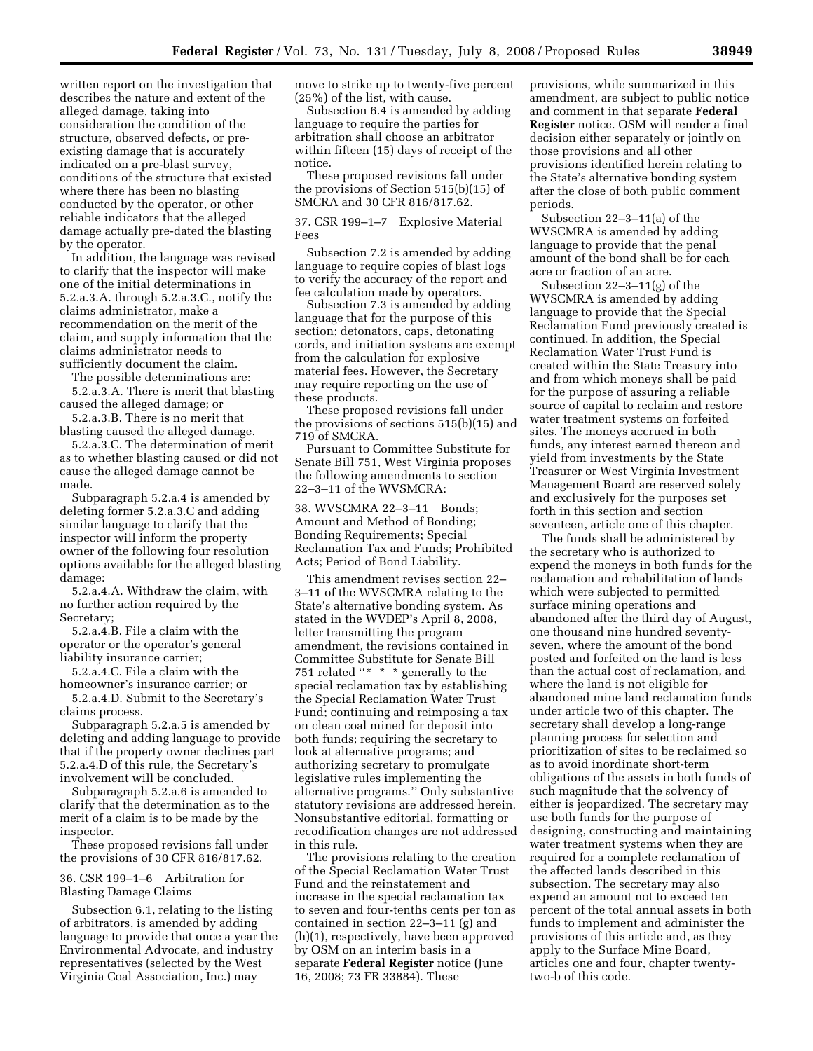written report on the investigation that describes the nature and extent of the alleged damage, taking into consideration the condition of the structure, observed defects, or pre-existing damage that is accurately indicated on a pre-blast survey, conditions of the structure that existed where there has been no blasting conducted by the operator, or other reliable indicators that the alleged damage actually pre-dated the blasting by the operator.

In addition, the language was revised to clarify that the inspector will make one of the initial determinations in 5.2.a.3.A. through 5.2.a.3.C., notify the claims administrator, make a recommendation on the merit of the claim, and supply information that the claims administrator needs to sufficiently document the claim.

The possible determinations are:

5.2.a.3.A. There is merit that blasting caused the alleged damage; or

5.2.a.3.B. There is no merit that blasting caused the alleged damage.

5.2.a.3.C. The determination of merit as to whether blasting caused or did not cause the alleged damage cannot be made.

Subparagraph 5.2.a.4 is amended by deleting former 5.2.a.3.C and adding similar language to clarify that the inspector will inform the property owner of the following four resolution options available for the alleged blasting damage:

5.2.a.4.A. Withdraw the claim, with no further action required by the Secretary;

5.2.a.4.B. File a claim with the operator or the operator's general liability insurance carrier;

5.2.a.4.C. File a claim with the homeowner's insurance carrier; or

5.2.a.4.D. Submit to the Secretary's claims process.

Subparagraph 5.2.a.5 is amended by deleting and adding language to provide that if the property owner declines part 5.2.a.4.D of this rule, the Secretary's involvement will be concluded.

Subparagraph 5.2.a.6 is amended to clarify that the determination as to the merit of a claim is to be made by the inspector.

These proposed revisions fall under the provisions of 30 CFR 816/817.62.

36. CSR 199–1–6 Arbitration for Blasting Damage Claims

Subsection 6.1, relating to the listing of arbitrators, is amended by adding language to provide that once a year the Environmental Advocate, and industry representatives (selected by the West Virginia Coal Association, Inc.) may move to strike up to twenty-five percent (25%) of the list, with cause.

Subsection 6.4 is amended by adding language to require the parties for arbitration shall choose an arbitrator within fifteen (15) days of receipt of the notice.

These proposed revisions fall under the provisions of Section 515(b)(15) of SMCRA and 30 CFR 816/817.62.

37. CSR 199–1–7 Explosive Material Fees

Subsection 7.2 is amended by adding language to require copies of blast logs to verify the accuracy of the report and fee calculation made by operators.

Subsection 7.3 is amended by adding language that for the purpose of this section; detonators, caps, detonating cords, and initiation systems are exempt from the calculation for explosive material fees. However, the Secretary may require reporting on the use of these products.

These proposed revisions fall under the provisions of sections 515(b)(15) and 719 of SMCRA.

Pursuant to Committee Substitute for Senate Bill 751, West Virginia proposes the following amendments to section 22–3–11 of the WVSMCRA:

38. WVSCMRA 22–3–11 Bonds; Amount and Method of Bonding; Bonding Requirements; Special Reclamation Tax and Funds; Prohibited Acts; Period of Bond Liability.

This amendment revises section 22–3–11 of the WVSCMRA relating to the State's alternative bonding system. As stated in the WVDEP's April 8, 2008, letter transmitting the program amendment, the revisions contained in Committee Substitute for Senate Bill 751 related "* * * generally to the special reclamation tax by establishing the Special Reclamation Water Trust Fund; continuing and reimposing a tax on clean coal mined for deposit into both funds; requiring the secretary to look at alternative programs; and authorizing secretary to promulgate legislative rules implementing the alternative programs." Only substantive statutory revisions are addressed herein. Nonsubstantive editorial, formatting or recodification changes are not addressed in this rule.

The provisions relating to the creation of the Special Reclamation Water Trust Fund and the reinstatement and increase in the special reclamation tax to seven and four-tenths cents per ton as contained in section 22–3–11 (g) and (h)(1), respectively, have been approved by OSM on an interim basis in a separate **Federal Register** notice (June 16, 2008; 73 FR 33884). These provisions, while summarized in this amendment, are subject to public notice and comment in that separate **Federal Register** notice. OSM will render a final decision either separately or jointly on those provisions and all other provisions identified herein relating to the State's alternative bonding system after the close of both public comment periods.

Subsection 22–3–11(a) of the WVSCMRA is amended by adding language to provide that the penal amount of the bond shall be for each acre or fraction of an acre.

Subsection 22–3–11(g) of the WVSCMRA is amended by adding language to provide that the Special Reclamation Fund previously created is continued. In addition, the Special Reclamation Water Trust Fund is created within the State Treasury into and from which moneys shall be paid for the purpose of assuring a reliable source of capital to reclaim and restore water treatment systems on forfeited sites. The moneys accrued in both funds, any interest earned thereon and yield from investments by the State Treasurer or West Virginia Investment Management Board are reserved solely and exclusively for the purposes set forth in this section and section seventeen, article one of this chapter.

The funds shall be administered by the secretary who is authorized to expend the moneys in both funds for the reclamation and rehabilitation of lands which were subjected to permitted surface mining operations and abandoned after the third day of August, one thousand nine hundred seventy-seven, where the amount of the bond posted and forfeited on the land is less than the actual cost of reclamation, and where the land is not eligible for abandoned mine land reclamation funds under article two of this chapter. The secretary shall develop a long-range planning process for selection and prioritization of sites to be reclaimed so as to avoid inordinate short-term obligations of the assets in both funds of such magnitude that the solvency of either is jeopardized. The secretary may use both funds for the purpose of designing, constructing and maintaining water treatment systems when they are required for a complete reclamation of the affected lands described in this subsection. The secretary may also expend an amount not to exceed ten percent of the total annual assets in both funds to implement and administer the provisions of this article and, as they apply to the Surface Mine Board, articles one and four, chapter twenty-two-b of this code.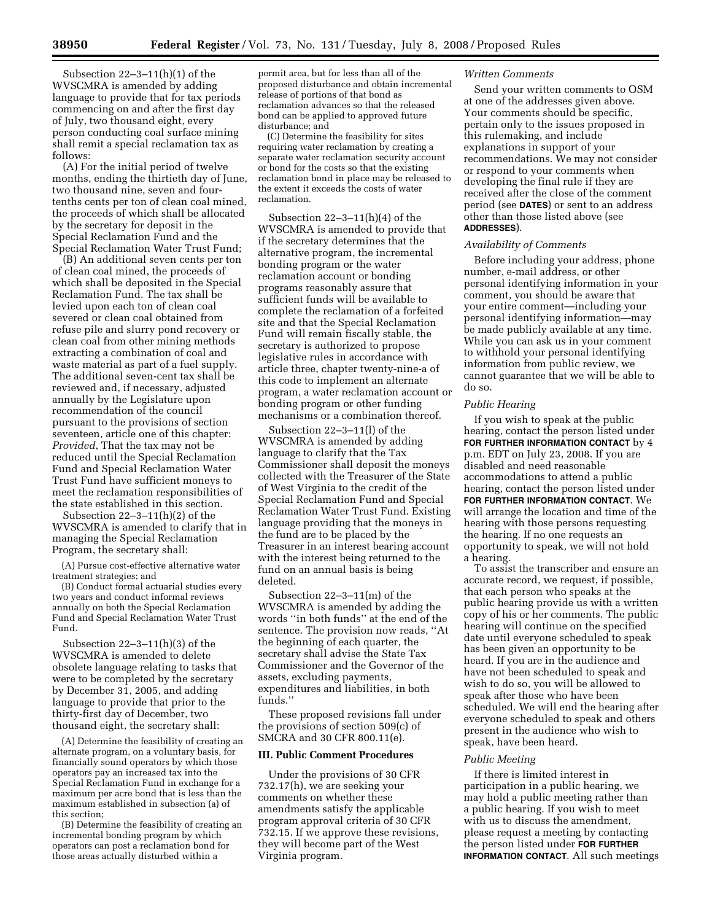Subsection 22–3–11(h)(1) of the WVSCMRA is amended by adding language to provide that for tax periods commencing on and after the first day of July, two thousand eight, every person conducting coal surface mining shall remit a special reclamation tax as follows:

(A) For the initial period of twelve months, ending the thirtieth day of June, two thousand nine, seven and four-tenths cents per ton of clean coal mined, the proceeds of which shall be allocated by the secretary for deposit in the Special Reclamation Fund and the Special Reclamation Water Trust Fund;

(B) An additional seven cents per ton of clean coal mined, the proceeds of which shall be deposited in the Special Reclamation Fund. The tax shall be levied upon each ton of clean coal severed or clean coal obtained from refuse pile and slurry pond recovery or clean coal from other mining methods extracting a combination of coal and waste material as part of a fuel supply. The additional seven-cent tax shall be reviewed and, if necessary, adjusted annually by the Legislature upon recommendation of the council pursuant to the provisions of section seventeen, article one of this chapter: *Provided*, That the tax may not be reduced until the Special Reclamation Fund and Special Reclamation Water Trust Fund have sufficient moneys to meet the reclamation responsibilities of the state established in this section.

Subsection 22–3–11(h)(2) of the WVSCMRA is amended to clarify that in managing the Special Reclamation Program, the secretary shall:

(A) Pursue cost-effective alternative water treatment strategies; and

(B) Conduct formal actuarial studies every two years and conduct informal reviews annually on both the Special Reclamation Fund and Special Reclamation Water Trust Fund.

Subsection 22–3–11(h)(3) of the WVSCMRA is amended to delete obsolete language relating to tasks that were to be completed by the secretary by December 31, 2005, and adding language to provide that prior to the thirty-first day of December, two thousand eight, the secretary shall:

(A) Determine the feasibility of creating an alternate program, on a voluntary basis, for financially sound operators by which those operators pay an increased tax into the Special Reclamation Fund in exchange for a maximum per acre bond that is less than the maximum established in subsection (a) of this section;

(B) Determine the feasibility of creating an incremental bonding program by which operators can post a reclamation bond for those areas actually disturbed within a permit area, but for less than all of the proposed disturbance and obtain incremental release of portions of that bond as reclamation advances so that the released bond can be applied to approved future disturbance; and

(C) Determine the feasibility for sites requiring water reclamation by creating a separate water reclamation security account or bond for the costs so that the existing reclamation bond in place may be released to the extent it exceeds the costs of water reclamation.

Subsection 22–3–11(h)(4) of the WVSCMRA is amended to provide that if the secretary determines that the alternative program, the incremental bonding program or the water reclamation account or bonding programs reasonably assure that sufficient funds will be available to complete the reclamation of a forfeited site and that the Special Reclamation Fund will remain fiscally stable, the secretary is authorized to propose legislative rules in accordance with article three, chapter twenty-nine-a of this code to implement an alternate program, a water reclamation account or bonding program or other funding mechanisms or a combination thereof.

Subsection 22–3–11(l) of the WVSCMRA is amended by adding language to clarify that the Tax Commissioner shall deposit the moneys collected with the Treasurer of the State of West Virginia to the credit of the Special Reclamation Fund and Special Reclamation Water Trust Fund. Existing language providing that the moneys in the fund are to be placed by the Treasurer in an interest bearing account with the interest being returned to the fund on an annual basis is being deleted.

Subsection 22–3–11(m) of the WVSCMRA is amended by adding the words ''in both funds'' at the end of the sentence. The provision now reads, ''At the beginning of each quarter, the secretary shall advise the State Tax Commissioner and the Governor of the assets, excluding payments, expenditures and liabilities, in both funds.''

These proposed revisions fall under the provisions of section 509(c) of SMCRA and 30 CFR 800.11(e).

## III. Public Comment Procedures

Under the provisions of 30 CFR 732.17(h), we are seeking your comments on whether these amendments satisfy the applicable program approval criteria of 30 CFR 732.15. If we approve these revisions, they will become part of the West Virginia program.

### *Written Comments*

Send your written comments to OSM at one of the addresses given above. Your comments should be specific, pertain only to the issues proposed in this rulemaking, and include explanations in support of your recommendations. We may not consider or respond to your comments when developing the final rule if they are received after the close of the comment period (see **DATES**) or sent to an address other than those listed above (see **ADDRESSES**).

### *Availability of Comments*

Before including your address, phone number, e-mail address, or other personal identifying information in your comment, you should be aware that your entire comment—including your personal identifying information—may be made publicly available at any time. While you can ask us in your comment to withhold your personal identifying information from public review, we cannot guarantee that we will be able to do so.

### *Public Hearing*

If you wish to speak at the public hearing, contact the person listed under **FOR FURTHER INFORMATION CONTACT** by 4 p.m. EDT on July 23, 2008. If you are disabled and need reasonable accommodations to attend a public hearing, contact the person listed under **FOR FURTHER INFORMATION CONTACT**. We will arrange the location and time of the hearing with those persons requesting the hearing. If no one requests an opportunity to speak, we will not hold a hearing.

To assist the transcriber and ensure an accurate record, we request, if possible, that each person who speaks at the public hearing provide us with a written copy of his or her comments. The public hearing will continue on the specified date until everyone scheduled to speak has been given an opportunity to be heard. If you are in the audience and have not been scheduled to speak and wish to do so, you will be allowed to speak after those who have been scheduled. We will end the hearing after everyone scheduled to speak and others present in the audience who wish to speak, have been heard.

### *Public Meeting*

If there is limited interest in participation in a public hearing, we may hold a public meeting rather than a public hearing. If you wish to meet with us to discuss the amendment, please request a meeting by contacting the person listed under **FOR FURTHER INFORMATION CONTACT**. All such meetings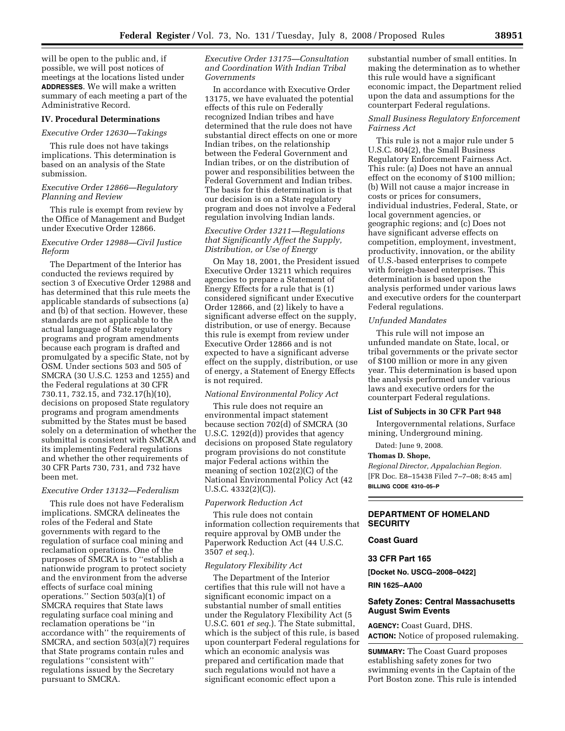will be open to the public and, if possible, we will post notices of meetings at the locations listed under **ADDRESSES**. We will make a written summary of each meeting a part of the Administrative Record.

## IV. Procedural Determinations

*Executive Order 12630—Takings*

This rule does not have takings implications. This determination is based on an analysis of the State submission.

*Executive Order 12866—Regulatory Planning and Review*

This rule is exempt from review by the Office of Management and Budget under Executive Order 12866.

*Executive Order 12988—Civil Justice Reform*

The Department of the Interior has conducted the reviews required by section 3 of Executive Order 12988 and has determined that this rule meets the applicable standards of subsections (a) and (b) of that section. However, these standards are not applicable to the actual language of State regulatory programs and program amendments because each program is drafted and promulgated by a specific State, not by OSM. Under sections 503 and 505 of SMCRA (30 U.S.C. 1253 and 1255) and the Federal regulations at 30 CFR 730.11, 732.15, and 732.17(h)(10), decisions on proposed State regulatory programs and program amendments submitted by the States must be based solely on a determination of whether the submittal is consistent with SMCRA and its implementing Federal regulations and whether the other requirements of 30 CFR Parts 730, 731, and 732 have been met.

*Executive Order 13132—Federalism*

This rule does not have Federalism implications. SMCRA delineates the roles of the Federal and State governments with regard to the regulation of surface coal mining and reclamation operations. One of the purposes of SMCRA is to ''establish a nationwide program to protect society and the environment from the adverse effects of surface coal mining operations.'' Section 503(a)(1) of SMCRA requires that State laws regulating surface coal mining and reclamation operations be ''in accordance with'' the requirements of SMCRA, and section 503(a)(7) requires that State programs contain rules and regulations ''consistent with'' regulations issued by the Secretary pursuant to SMCRA.

*Executive Order 13175—Consultation and Coordination With Indian Tribal Governments*

In accordance with Executive Order 13175, we have evaluated the potential effects of this rule on Federally recognized Indian tribes and have determined that the rule does not have substantial direct effects on one or more Indian tribes, on the relationship between the Federal Government and Indian tribes, or on the distribution of power and responsibilities between the Federal Government and Indian tribes. The basis for this determination is that our decision is on a State regulatory program and does not involve a Federal regulation involving Indian lands.

*Executive Order 13211—Regulations that Significantly Affect the Supply, Distribution, or Use of Energy*

On May 18, 2001, the President issued Executive Order 13211 which requires agencies to prepare a Statement of Energy Effects for a rule that is (1) considered significant under Executive Order 12866, and (2) likely to have a significant adverse effect on the supply, distribution, or use of energy. Because this rule is exempt from review under Executive Order 12866 and is not expected to have a significant adverse effect on the supply, distribution, or use of energy, a Statement of Energy Effects is not required.

*National Environmental Policy Act*

This rule does not require an environmental impact statement because section 702(d) of SMCRA (30 U.S.C. 1292(d)) provides that agency decisions on proposed State regulatory program provisions do not constitute major Federal actions within the meaning of section 102(2)(C) of the National Environmental Policy Act (42 U.S.C. 4332(2)(C)).

*Paperwork Reduction Act*

This rule does not contain information collection requirements that require approval by OMB under the Paperwork Reduction Act (44 U.S.C. 3507 *et seq.*).

*Regulatory Flexibility Act*

The Department of the Interior certifies that this rule will not have a significant economic impact on a substantial number of small entities under the Regulatory Flexibility Act (5 U.S.C. 601 *et seq.*). The State submittal, which is the subject of this rule, is based upon counterpart Federal regulations for which an economic analysis was prepared and certification made that such regulations would not have a significant economic effect upon a substantial number of small entities. In making the determination as to whether this rule would have a significant economic impact, the Department relied upon the data and assumptions for the counterpart Federal regulations.

*Small Business Regulatory Enforcement Fairness Act*

This rule is not a major rule under 5 U.S.C. 804(2), the Small Business Regulatory Enforcement Fairness Act. This rule: (a) Does not have an annual effect on the economy of $100 million; (b) Will not cause a major increase in costs or prices for consumers, individual industries, Federal, State, or local government agencies, or geographic regions; and (c) Does not have significant adverse effects on competition, employment, investment, productivity, innovation, or the ability of U.S.-based enterprises to compete with foreign-based enterprises. This determination is based upon the analysis performed under various laws and executive orders for the counterpart Federal regulations.

*Unfunded Mandates*

This rule will not impose an unfunded mandate on State, local, or tribal governments or the private sector of $100 million or more in any given year. This determination is based upon the analysis performed under various laws and executive orders for the counterpart Federal regulations.

**List of Subjects in 30 CFR Part 948**

Intergovernmental relations, Surface mining, Underground mining.

Dated: June 9, 2008.

**Thomas D. Shope,**

*Regional Director, Appalachian Region.*

[FR Doc. E8–15438 Filed 7–7–08; 8:45 am]

**BILLING CODE 4310–05–P**

---

## DEPARTMENT OF HOMELAND SECURITY

### Coast Guard

### 33 CFR Part 165

**[Docket No. USCG–2008–0422]**

**RIN 1625–AA00**

### Safety Zones: Central Massachusetts August Swim Events

**AGENCY:** Coast Guard, DHS.

**ACTION:** Notice of proposed rulemaking.

**SUMMARY:** The Coast Guard proposes establishing safety zones for two swimming events in the Captain of the Port Boston zone. This rule is intended